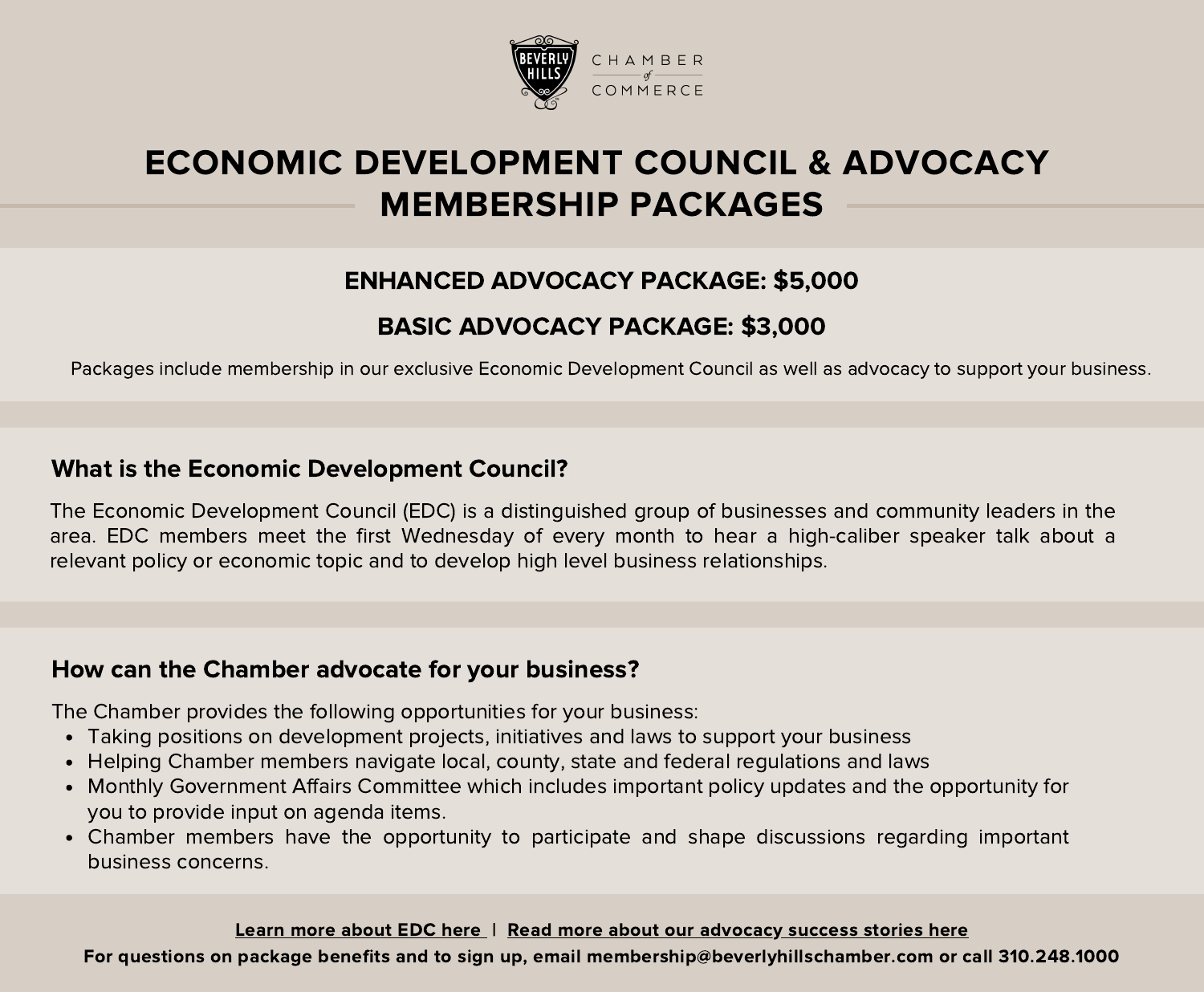BEVERLY HILLS CHAMBER of COMMERCE

# ECONOMIC DEVELOPMENT COUNCIL & ADVOCACY MEMBERSHIP PACKAGES

**ENHANCED ADVOCACY PACKAGE: $5,000**

**BASIC ADVOCACY PACKAGE: $3,000**

Packages include membership in our exclusive Economic Development Council as well as advocacy to support your business.

## What is the Economic Development Council?

The Economic Development Council (EDC) is a distinguished group of businesses and community leaders in the area. EDC members meet the first Wednesday of every month to hear a high-caliber speaker talk about a relevant policy or economic topic and to develop high level business relationships.

## How can the Chamber advocate for your business?

The Chamber provides the following opportunities for your business:

- Taking positions on development projects, initiatives and laws to support your business
- Helping Chamber members navigate local, county, state and federal regulations and laws
- Monthly Government Affairs Committee which includes important policy updates and the opportunity for you to provide input on agenda items.
- Chamber members have the opportunity to participate and shape discussions regarding important business concerns.

Learn more about EDC here | Read more about our advocacy success stories here

**For questions on package benefits and to sign up, email membership@beverlyhillschamber.com or call 310.248.1000**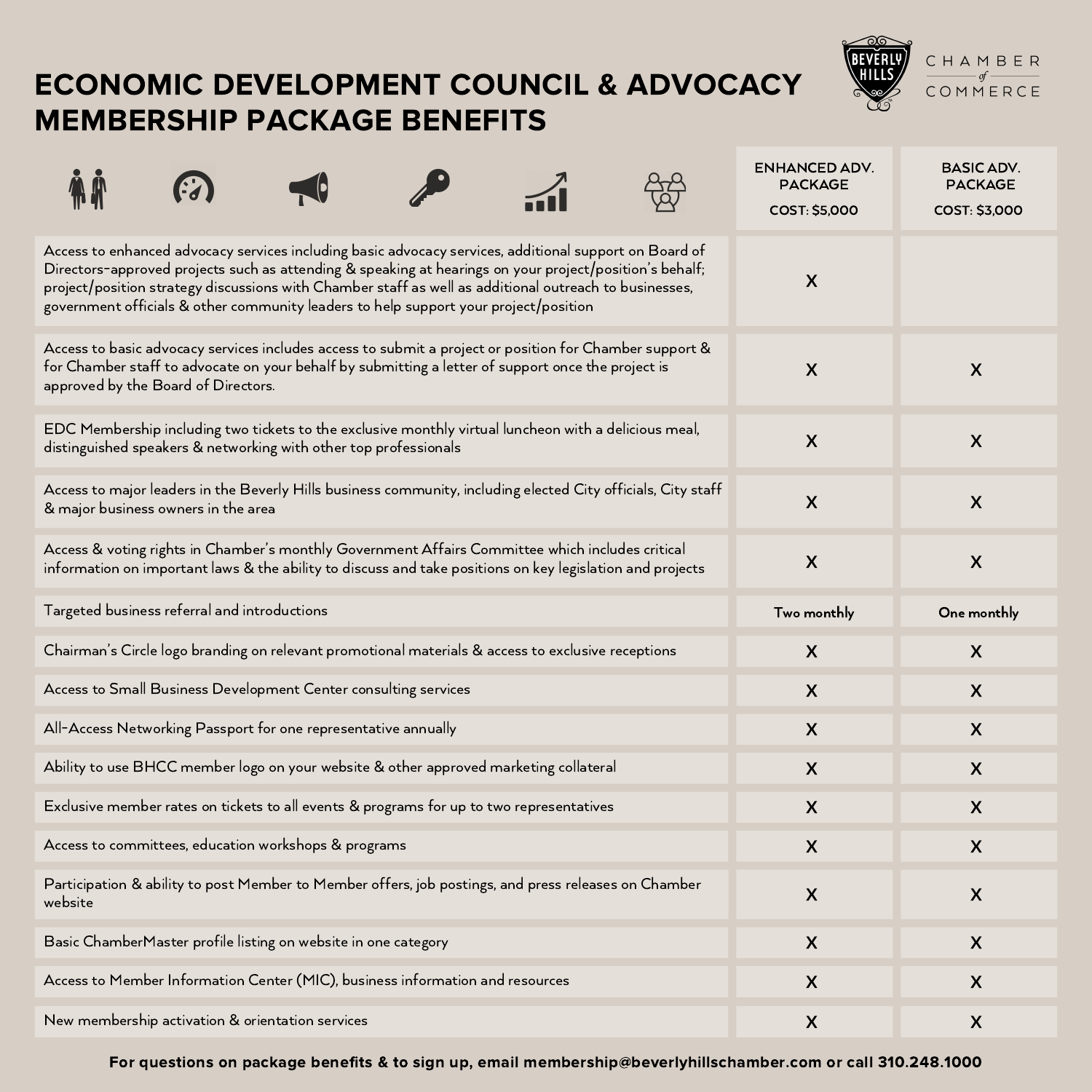# ECONOMIC DEVELOPMENT COUNCIL & ADVOCACY MEMBERSHIP PACKAGE BENEFITS

BEVERLY HILLS CHAMBER of COMMERCE

| | ENHANCED ADV. PACKAGE COST: $5,000 | BASIC ADV. PACKAGE COST: $3,000 |
|---|---|---|
| Access to enhanced advocacy services including basic advocacy services, additional support on Board of Directors-approved projects such as attending & speaking at hearings on your project/position's behalf; project/position strategy discussions with Chamber staff as well as additional outreach to businesses, government officials & other community leaders to help support your project/position | X | |
| Access to basic advocacy services includes access to submit a project or position for Chamber support & for Chamber staff to advocate on your behalf by submitting a letter of support once the project is approved by the Board of Directors. | X | X |
| EDC Membership including two tickets to the exclusive monthly virtual luncheon with a delicious meal, distinguished speakers & networking with other top professionals | X | X |
| Access to major leaders in the Beverly Hills business community, including elected City officials, City staff & major business owners in the area | X | X |
| Access & voting rights in Chamber's monthly Government Affairs Committee which includes critical information on important laws & the ability to discuss and take positions on key legislation and projects | X | X |
| Targeted business referral and introductions | Two monthly | One monthly |
| Chairman's Circle logo branding on relevant promotional materials & access to exclusive receptions | X | X |
| Access to Small Business Development Center consulting services | X | X |
| All-Access Networking Passport for one representative annually | X | X |
| Ability to use BHCC member logo on your website & other approved marketing collateral | X | X |
| Exclusive member rates on tickets to all events & programs for up to two representatives | X | X |
| Access to committees, education workshops & programs | X | X |
| Participation & ability to post Member to Member offers, job postings, and press releases on Chamber website | X | X |
| Basic ChamberMaster profile listing on website in one category | X | X |
| Access to Member Information Center (MIC), business information and resources | X | X |
| New membership activation & orientation services | X | X |

**For questions on package benefits & to sign up, email membership@beverlyhillschamber.com or call 310.248.1000**